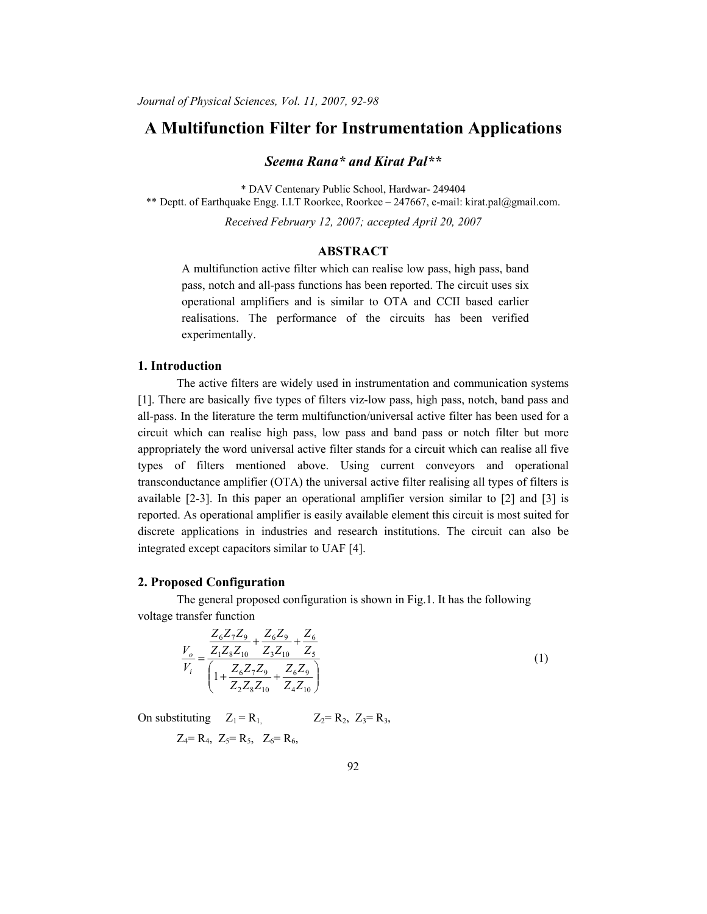# A Multifunction Filter for Instrumentation Applications

***Seema Rana\* and Kirat Pal\*\****

\* DAV Centenary Public School, Hardwar- 249404

\*\* Deptt. of Earthquake Engg. I.I.T Roorkee, Roorkee – 247667, e-mail: kirat.pal@gmail.com.

*Received February 12, 2007; accepted April 20, 2007*

## ABSTRACT

A multifunction active filter which can realise low pass, high pass, band pass, notch and all-pass functions has been reported. The circuit uses six operational amplifiers and is similar to OTA and CCII based earlier realisations. The performance of the circuits has been verified experimentally.

## 1. Introduction

The active filters are widely used in instrumentation and communication systems [1]. There are basically five types of filters viz-low pass, high pass, notch, band pass and all-pass. In the literature the term multifunction/universal active filter has been used for a circuit which can realise high pass, low pass and band pass or notch filter but more appropriately the word universal active filter stands for a circuit which can realise all five types of filters mentioned above. Using current conveyors and operational transconductance amplifier (OTA) the universal active filter realising all types of filters is available [2-3]. In this paper an operational amplifier version similar to [2] and [3] is reported. As operational amplifier is easily available element this circuit is most suited for discrete applications in industries and research institutions. The circuit can also be integrated except capacitors similar to UAF [4].

## 2. Proposed Configuration

The general proposed configuration is shown in Fig.1. It has the following voltage transfer function

$$\frac{V_o}{V_i} = \frac{\dfrac{Z_6 Z_7 Z_9}{Z_1 Z_8 Z_{10}} + \dfrac{Z_6 Z_9}{Z_3 Z_{10}} + \dfrac{Z_6}{Z_5}}{\left(1 + \dfrac{Z_6 Z_7 Z_9}{Z_2 Z_8 Z_{10}} + \dfrac{Z_6 Z_9}{Z_4 Z_{10}}\right)} \tag{1}$$

On substituting $Z_1 = R_1$, $Z_2 = R_2$, $Z_3 = R_3$,

$Z_4 = R_4$, $Z_5 = R_5$, $Z_6 = R_6$,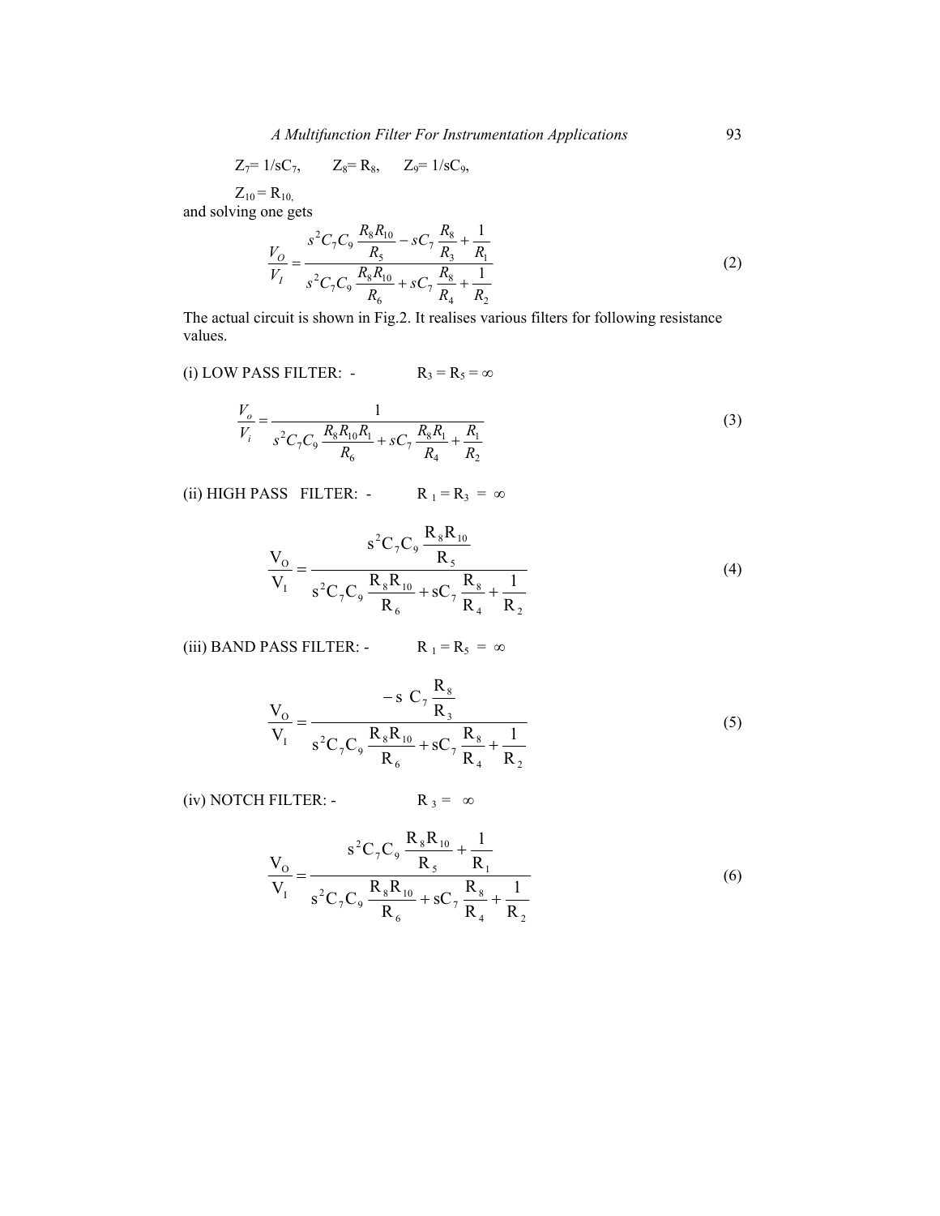$Z_7 = 1/sC_7$, $Z_8 = R_8$, $Z_9 = 1/sC_9$,

$Z_{10} = R_{10,}$

and solving one gets

$$\frac{V_O}{V_I} = \frac{s^2 C_7 C_9 \dfrac{R_8 R_{10}}{R_5} - sC_7 \dfrac{R_8}{R_3} + \dfrac{1}{R_1}}{s^2 C_7 C_9 \dfrac{R_8 R_{10}}{R_6} + sC_7 \dfrac{R_8}{R_4} + \dfrac{1}{R_2}} \tag{2}$$

The actual circuit is shown in Fig.2. It realises various filters for following resistance values.

(i) LOW PASS FILTER: - $R_3 = R_5 = \infty$

$$\frac{V_o}{V_i} = \frac{1}{s^2 C_7 C_9 \dfrac{R_8 R_{10} R_1}{R_6} + sC_7 \dfrac{R_8 R_1}{R_4} + \dfrac{R_1}{R_2}} \tag{3}$$

(ii) HIGH PASS FILTER: - $R_1 = R_3 = \infty$

$$\frac{V_O}{V_I} = \frac{s^2 C_7 C_9 \dfrac{R_8 R_{10}}{R_5}}{s^2 C_7 C_9 \dfrac{R_8 R_{10}}{R_6} + sC_7 \dfrac{R_8}{R_4} + \dfrac{1}{R_2}} \tag{4}$$

(iii) BAND PASS FILTER: - $R_1 = R_5 = \infty$

$$\frac{V_O}{V_I} = \frac{-s\, C_7 \dfrac{R_8}{R_3}}{s^2 C_7 C_9 \dfrac{R_8 R_{10}}{R_6} + sC_7 \dfrac{R_8}{R_4} + \dfrac{1}{R_2}} \tag{5}$$

(iv) NOTCH FILTER: - $R_3 = \infty$

$$\frac{V_O}{V_I} = \frac{s^2 C_7 C_9 \dfrac{R_8 R_{10}}{R_5} + \dfrac{1}{R_1}}{s^2 C_7 C_9 \dfrac{R_8 R_{10}}{R_6} + sC_7 \dfrac{R_8}{R_4} + \dfrac{1}{R_2}} \tag{6}$$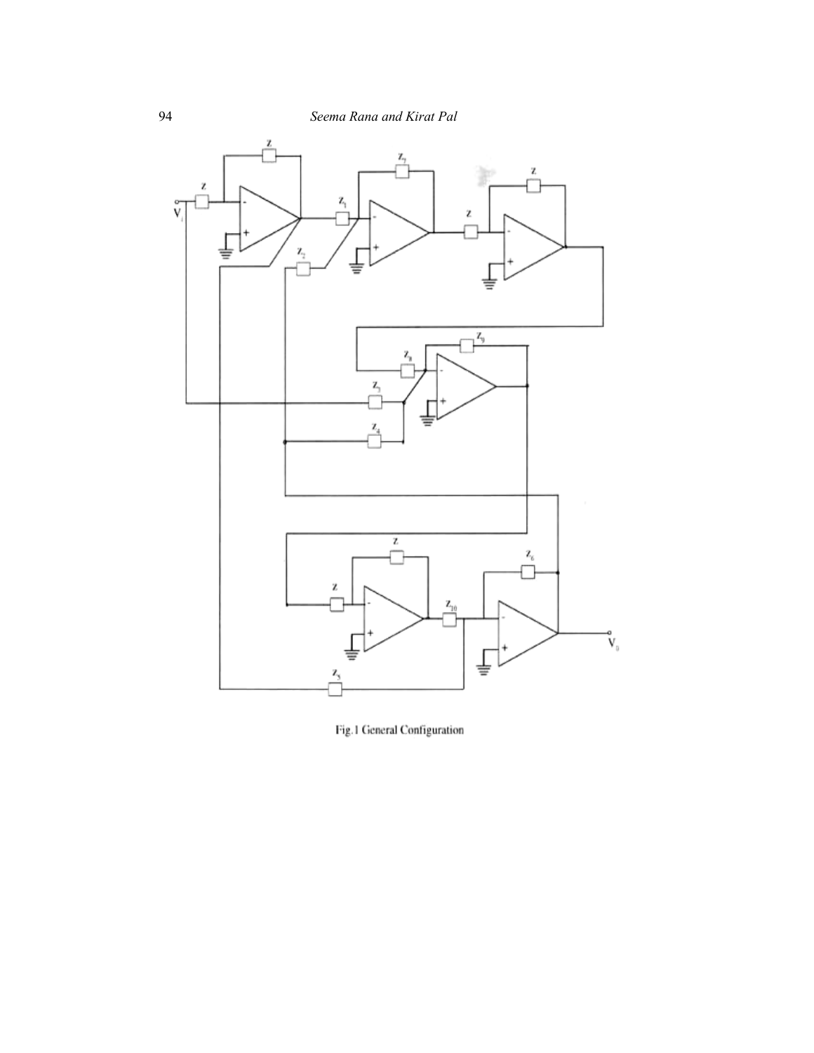Fig.1 General Configuration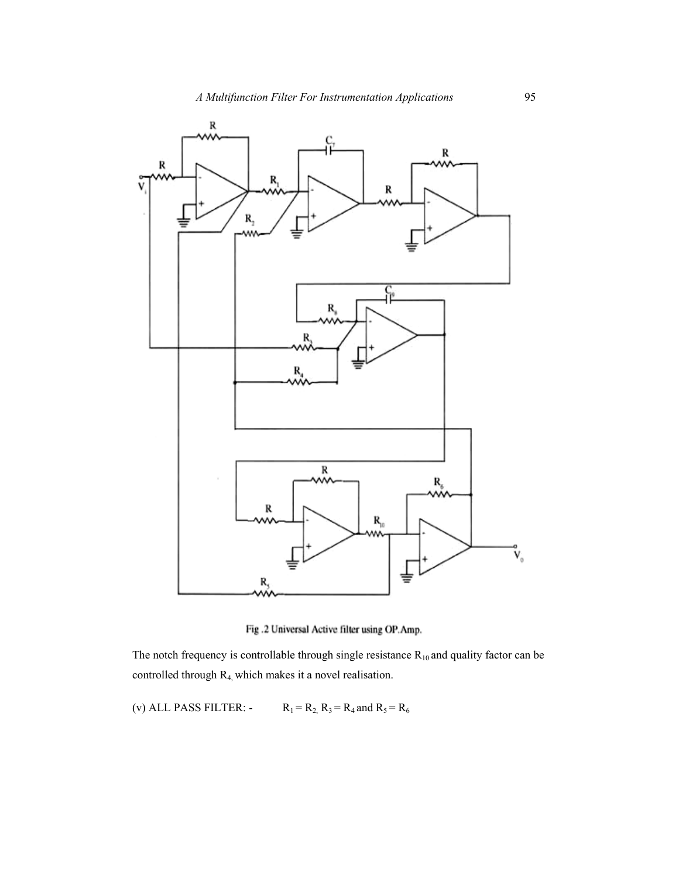Fig .2 Universal Active filter using OP.Amp.

The notch frequency is controllable through single resistance $R_{10}$ and quality factor can be controlled through $R_4$, which makes it a novel realisation.

(v) ALL PASS FILTER: - $R_1 = R_2$, $R_3 = R_4$ and $R_5 = R_6$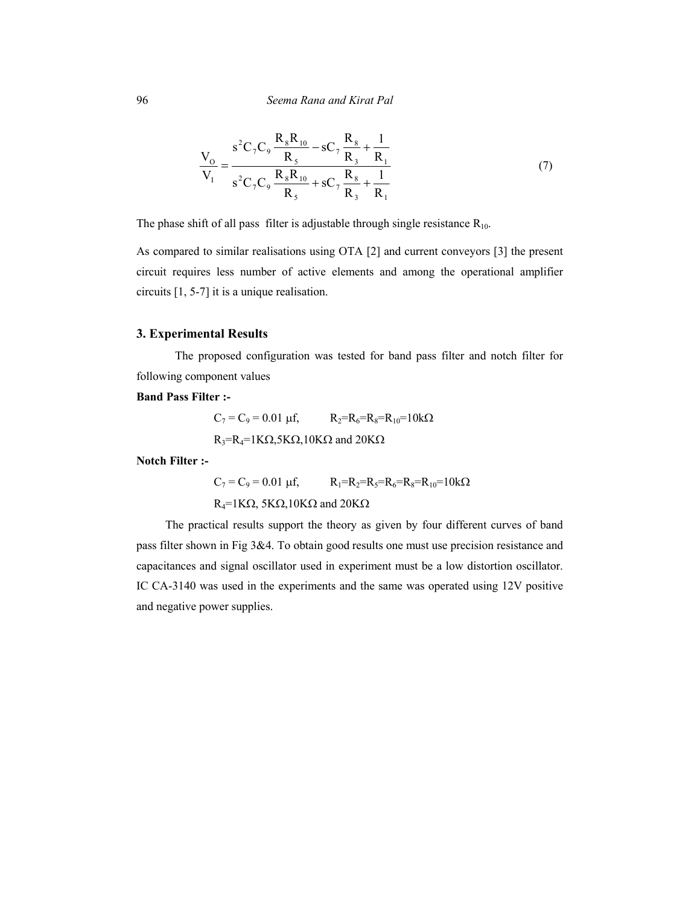$$\frac{V_O}{V_I} = \frac{s^2 C_7 C_9 \dfrac{R_8 R_{10}}{R_5} - sC_7 \dfrac{R_8}{R_3} + \dfrac{1}{R_1}}{s^2 C_7 C_9 \dfrac{R_8 R_{10}}{R_5} + sC_7 \dfrac{R_8}{R_3} + \dfrac{1}{R_1}} \tag{7}$$

The phase shift of all pass filter is adjustable through single resistance $R_{10}$.

As compared to similar realisations using OTA [2] and current conveyors [3] the present circuit requires less number of active elements and among the operational amplifier circuits [1, 5-7] it is a unique realisation.

## 3. Experimental Results

The proposed configuration was tested for band pass filter and notch filter for following component values

**Band Pass Filter :-**

$C_7 = C_9 = 0.01\ \mu f$, $R_2=R_6=R_8=R_{10}=10k\Omega$

$R_3=R_4=1K\Omega, 5K\Omega, 10K\Omega$ and $20K\Omega$

**Notch Filter :-**

$C_7 = C_9 = 0.01\ \mu f$, $R_1=R_2=R_5=R_6=R_8=R_{10}=10k\Omega$

$R_4=1K\Omega$, $5K\Omega, 10K\Omega$ and $20K\Omega$

The practical results support the theory as given by four different curves of band pass filter shown in Fig 3&4. To obtain good results one must use precision resistance and capacitances and signal oscillator used in experiment must be a low distortion oscillator. IC CA-3140 was used in the experiments and the same was operated using 12V positive and negative power supplies.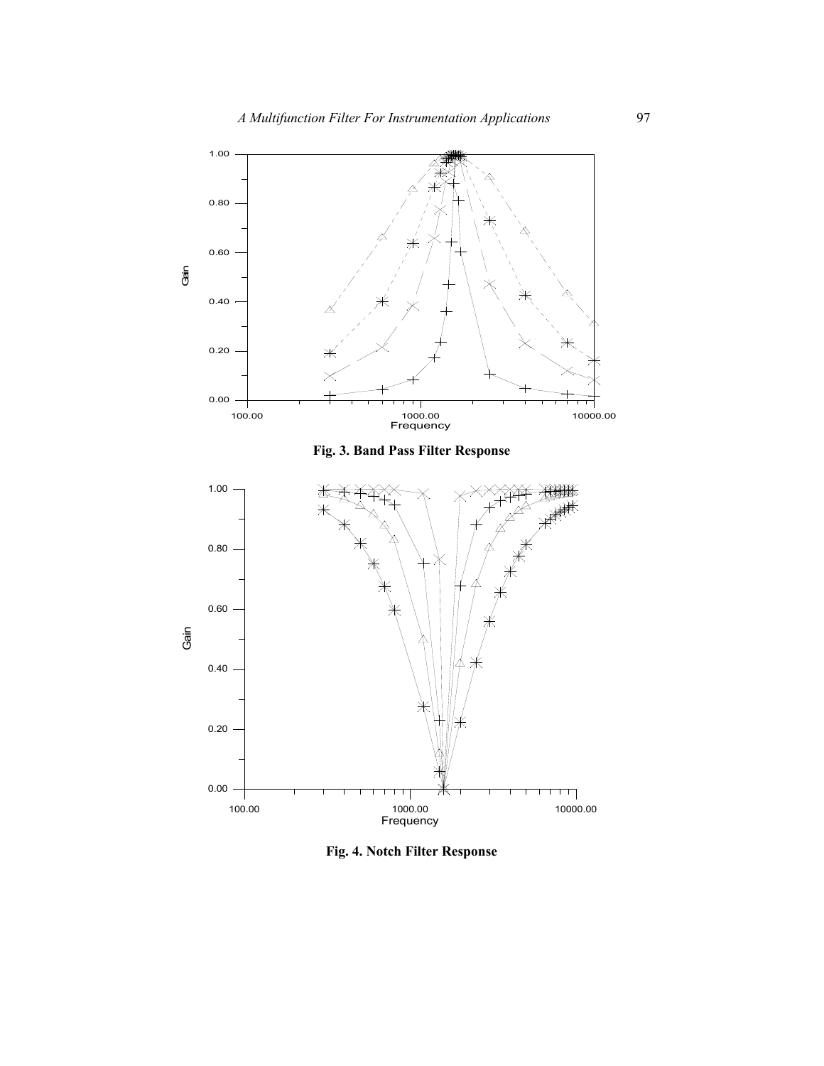**Fig. 3. Band Pass Filter Response**

**Fig. 4. Notch Filter Response**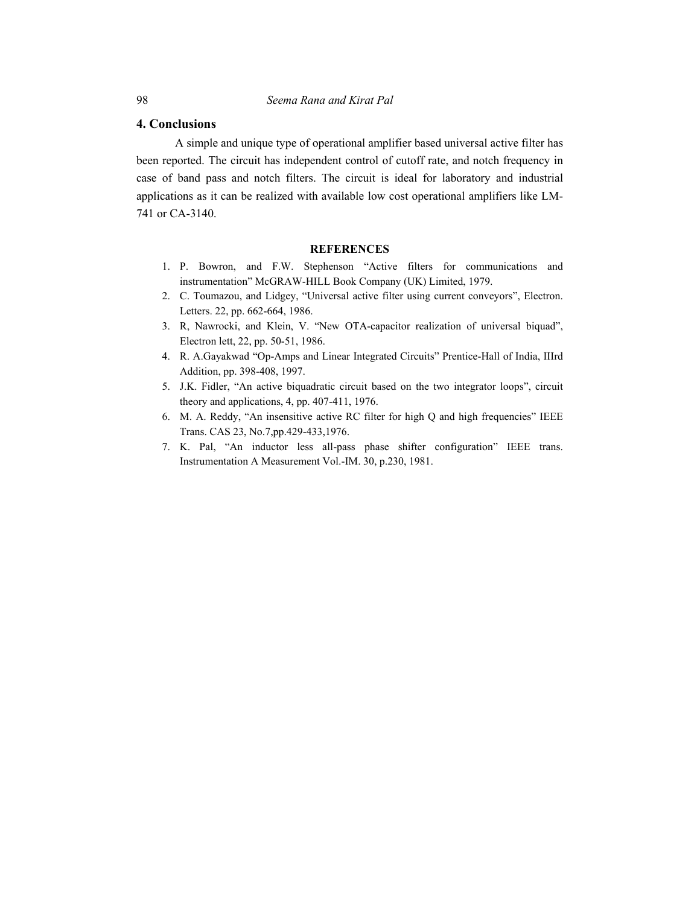## 4. Conclusions

A simple and unique type of operational amplifier based universal active filter has been reported. The circuit has independent control of cutoff rate, and notch frequency in case of band pass and notch filters. The circuit is ideal for laboratory and industrial applications as it can be realized with available low cost operational amplifiers like LM-741 or CA-3140.

### REFERENCES

1. P. Bowron, and F.W. Stephenson "Active filters for communications and instrumentation" McGRAW-HILL Book Company (UK) Limited, 1979.
2. C. Toumazou, and Lidgey, "Universal active filter using current conveyors", Electron. Letters. 22, pp. 662-664, 1986.
3. R, Nawrocki, and Klein, V. "New OTA-capacitor realization of universal biquad", Electron lett, 22, pp. 50-51, 1986.
4. R. A.Gayakwad "Op-Amps and Linear Integrated Circuits" Prentice-Hall of India, IIIrd Addition, pp. 398-408, 1997.
5. J.K. Fidler, "An active biquadratic circuit based on the two integrator loops", circuit theory and applications, 4, pp. 407-411, 1976.
6. M. A. Reddy, "An insensitive active RC filter for high Q and high frequencies" IEEE Trans. CAS 23, No.7,pp.429-433,1976.
7. K. Pal, "An inductor less all-pass phase shifter configuration" IEEE trans. Instrumentation A Measurement Vol.-IM. 30, p.230, 1981.